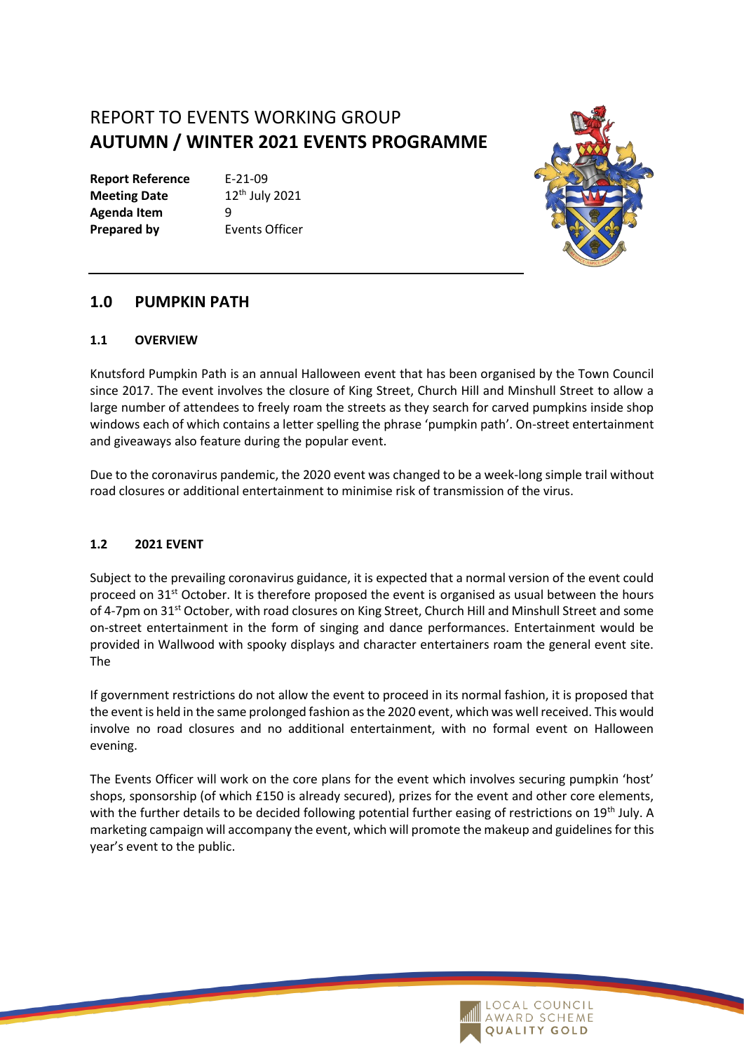# REPORT TO EVENTS WORKING GROUP
# AUTUMN / WINTER 2021 EVENTS PROGRAMME

| | |
|---|---|
| **Report Reference** | E-21-09 |
| **Meeting Date** | 12th July 2021 |
| **Agenda Item** | 9 |
| **Prepared by** | Events Officer |

## 1.0 PUMPKIN PATH

### 1.1 OVERVIEW

Knutsford Pumpkin Path is an annual Halloween event that has been organised by the Town Council since 2017. The event involves the closure of King Street, Church Hill and Minshull Street to allow a large number of attendees to freely roam the streets as they search for carved pumpkins inside shop windows each of which contains a letter spelling the phrase 'pumpkin path'. On-street entertainment and giveaways also feature during the popular event.

Due to the coronavirus pandemic, the 2020 event was changed to be a week-long simple trail without road closures or additional entertainment to minimise risk of transmission of the virus.

### 1.2 2021 EVENT

Subject to the prevailing coronavirus guidance, it is expected that a normal version of the event could proceed on 31st October. It is therefore proposed the event is organised as usual between the hours of 4-7pm on 31st October, with road closures on King Street, Church Hill and Minshull Street and some on-street entertainment in the form of singing and dance performances. Entertainment would be provided in Wallwood with spooky displays and character entertainers roam the general event site. The

If government restrictions do not allow the event to proceed in its normal fashion, it is proposed that the event is held in the same prolonged fashion as the 2020 event, which was well received. This would involve no road closures and no additional entertainment, with no formal event on Halloween evening.

The Events Officer will work on the core plans for the event which involves securing pumpkin 'host' shops, sponsorship (of which £150 is already secured), prizes for the event and other core elements, with the further details to be decided following potential further easing of restrictions on 19th July. A marketing campaign will accompany the event, which will promote the makeup and guidelines for this year's event to the public.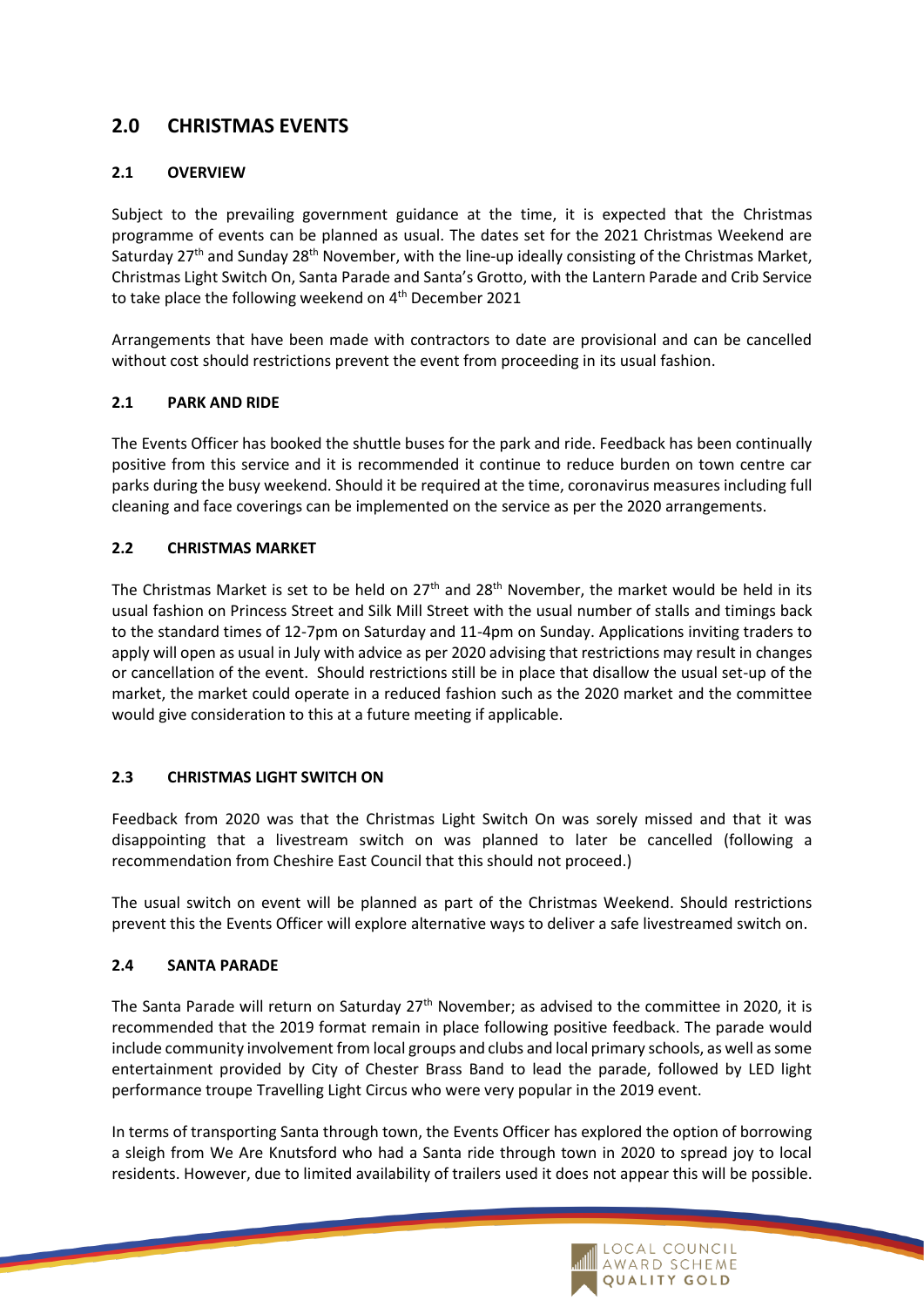## 2.0 CHRISTMAS EVENTS

### 2.1 OVERVIEW

Subject to the prevailing government guidance at the time, it is expected that the Christmas programme of events can be planned as usual. The dates set for the 2021 Christmas Weekend are Saturday 27th and Sunday 28th November, with the line-up ideally consisting of the Christmas Market, Christmas Light Switch On, Santa Parade and Santa's Grotto, with the Lantern Parade and Crib Service to take place the following weekend on 4th December 2021

Arrangements that have been made with contractors to date are provisional and can be cancelled without cost should restrictions prevent the event from proceeding in its usual fashion.

### 2.1 PARK AND RIDE

The Events Officer has booked the shuttle buses for the park and ride. Feedback has been continually positive from this service and it is recommended it continue to reduce burden on town centre car parks during the busy weekend. Should it be required at the time, coronavirus measures including full cleaning and face coverings can be implemented on the service as per the 2020 arrangements.

### 2.2 CHRISTMAS MARKET

The Christmas Market is set to be held on 27th and 28th November, the market would be held in its usual fashion on Princess Street and Silk Mill Street with the usual number of stalls and timings back to the standard times of 12-7pm on Saturday and 11-4pm on Sunday. Applications inviting traders to apply will open as usual in July with advice as per 2020 advising that restrictions may result in changes or cancellation of the event. Should restrictions still be in place that disallow the usual set-up of the market, the market could operate in a reduced fashion such as the 2020 market and the committee would give consideration to this at a future meeting if applicable.

### 2.3 CHRISTMAS LIGHT SWITCH ON

Feedback from 2020 was that the Christmas Light Switch On was sorely missed and that it was disappointing that a livestream switch on was planned to later be cancelled (following a recommendation from Cheshire East Council that this should not proceed.)

The usual switch on event will be planned as part of the Christmas Weekend. Should restrictions prevent this the Events Officer will explore alternative ways to deliver a safe livestreamed switch on.

### 2.4 SANTA PARADE

The Santa Parade will return on Saturday 27th November; as advised to the committee in 2020, it is recommended that the 2019 format remain in place following positive feedback. The parade would include community involvement from local groups and clubs and local primary schools, as well as some entertainment provided by City of Chester Brass Band to lead the parade, followed by LED light performance troupe Travelling Light Circus who were very popular in the 2019 event.

In terms of transporting Santa through town, the Events Officer has explored the option of borrowing a sleigh from We Are Knutsford who had a Santa ride through town in 2020 to spread joy to local residents. However, due to limited availability of trailers used it does not appear this will be possible.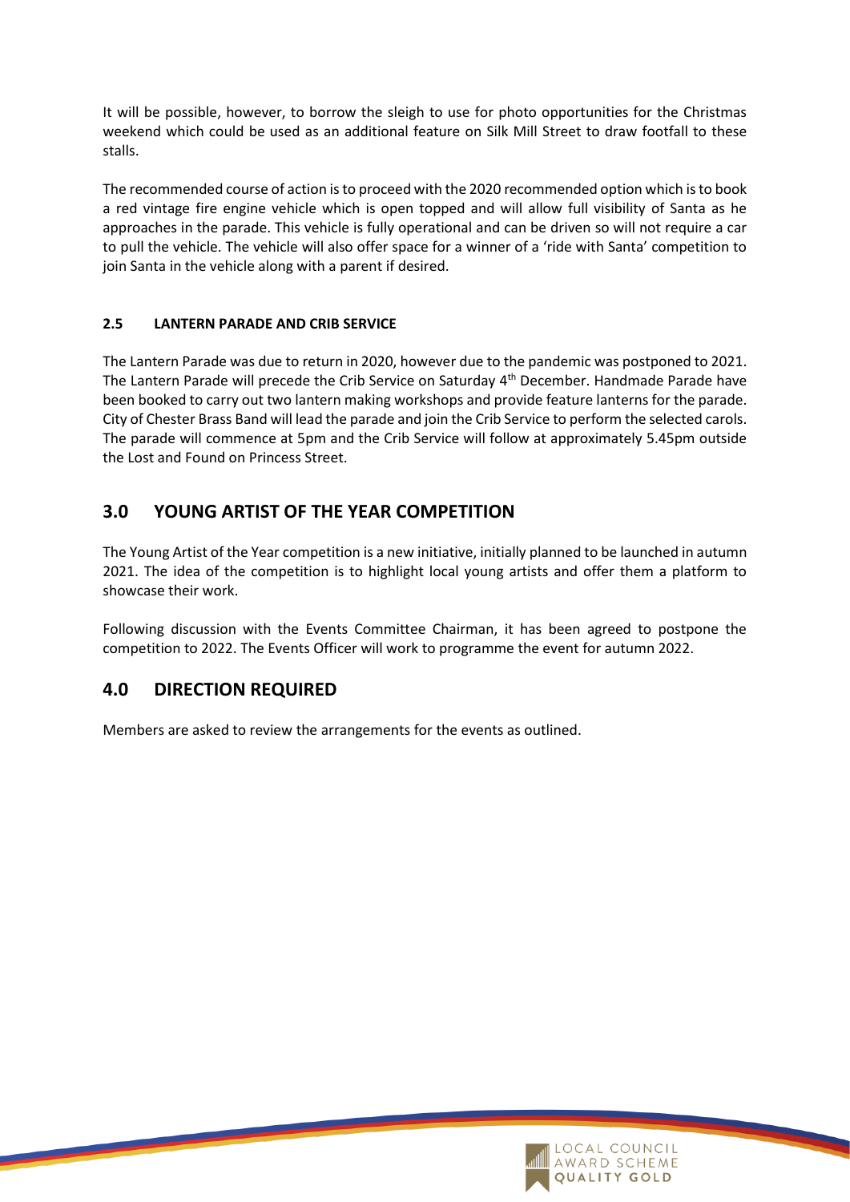It will be possible, however, to borrow the sleigh to use for photo opportunities for the Christmas weekend which could be used as an additional feature on Silk Mill Street to draw footfall to these stalls.

The recommended course of action is to proceed with the 2020 recommended option which is to book a red vintage fire engine vehicle which is open topped and will allow full visibility of Santa as he approaches in the parade. This vehicle is fully operational and can be driven so will not require a car to pull the vehicle. The vehicle will also offer space for a winner of a 'ride with Santa' competition to join Santa in the vehicle along with a parent if desired.

### 2.5 LANTERN PARADE AND CRIB SERVICE

The Lantern Parade was due to return in 2020, however due to the pandemic was postponed to 2021. The Lantern Parade will precede the Crib Service on Saturday 4th December. Handmade Parade have been booked to carry out two lantern making workshops and provide feature lanterns for the parade. City of Chester Brass Band will lead the parade and join the Crib Service to perform the selected carols. The parade will commence at 5pm and the Crib Service will follow at approximately 5.45pm outside the Lost and Found on Princess Street.

## 3.0 YOUNG ARTIST OF THE YEAR COMPETITION

The Young Artist of the Year competition is a new initiative, initially planned to be launched in autumn 2021. The idea of the competition is to highlight local young artists and offer them a platform to showcase their work.

Following discussion with the Events Committee Chairman, it has been agreed to postpone the competition to 2022. The Events Officer will work to programme the event for autumn 2022.

## 4.0 DIRECTION REQUIRED

Members are asked to review the arrangements for the events as outlined.